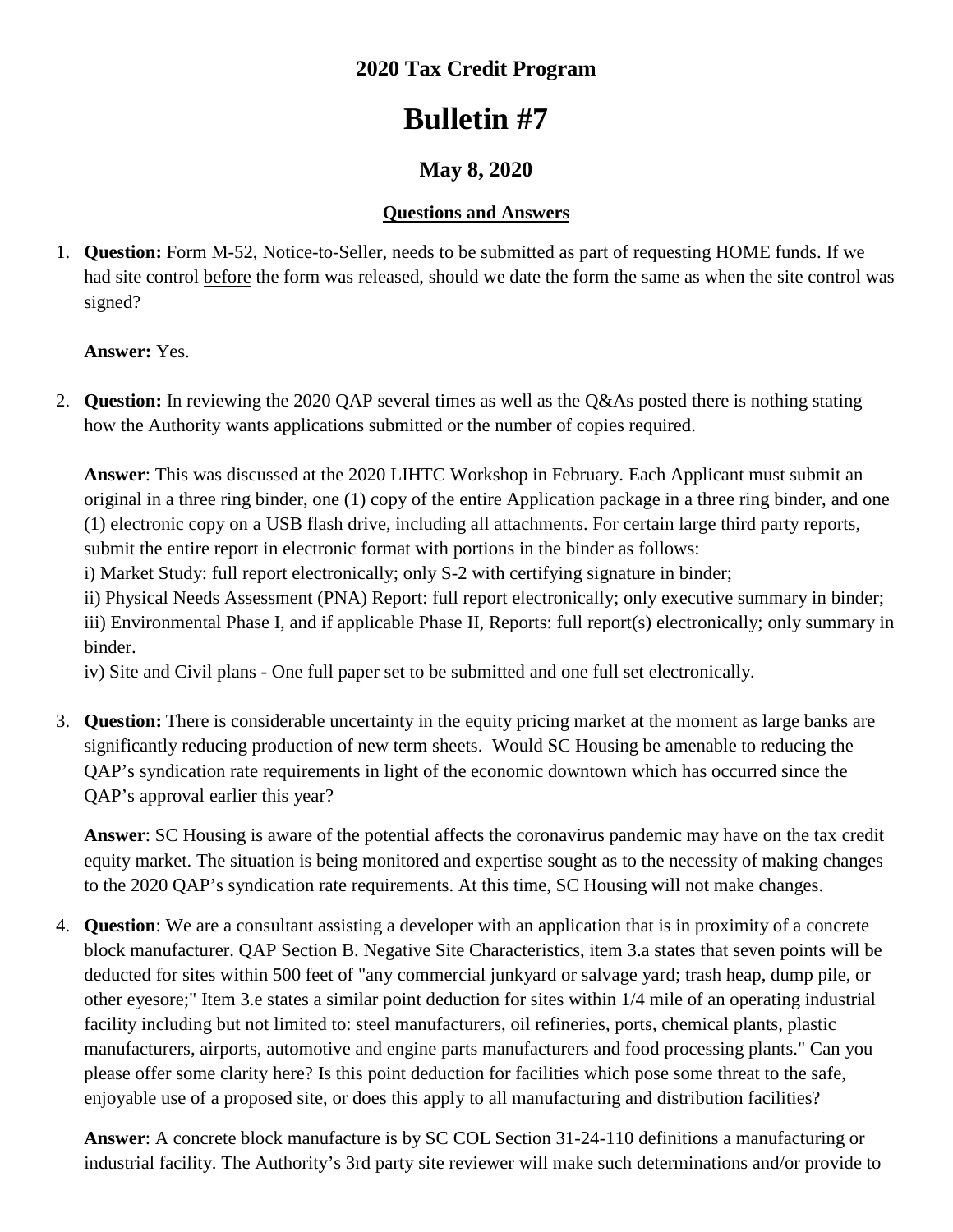# 2020 Tax Credit Program

# Bulletin #7

## May 8, 2020

### Questions and Answers

1. **Question:** Form M-52, Notice-to-Seller, needs to be submitted as part of requesting HOME funds. If we had site control before the form was released, should we date the form the same as when the site control was signed?

   **Answer:** Yes.

2. **Question:** In reviewing the 2020 QAP several times as well as the Q&As posted there is nothing stating how the Authority wants applications submitted or the number of copies required.

   **Answer**: This was discussed at the 2020 LIHTC Workshop in February. Each Applicant must submit an original in a three ring binder, one (1) copy of the entire Application package in a three ring binder, and one (1) electronic copy on a USB flash drive, including all attachments. For certain large third party reports, submit the entire report in electronic format with portions in the binder as follows:
   i) Market Study: full report electronically; only S-2 with certifying signature in binder;
   ii) Physical Needs Assessment (PNA) Report: full report electronically; only executive summary in binder;
   iii) Environmental Phase I, and if applicable Phase II, Reports: full report(s) electronically; only summary in binder.
   iv) Site and Civil plans - One full paper set to be submitted and one full set electronically.

3. **Question:** There is considerable uncertainty in the equity pricing market at the moment as large banks are significantly reducing production of new term sheets. Would SC Housing be amenable to reducing the QAP's syndication rate requirements in light of the economic downtown which has occurred since the QAP's approval earlier this year?

   **Answer**: SC Housing is aware of the potential affects the coronavirus pandemic may have on the tax credit equity market. The situation is being monitored and expertise sought as to the necessity of making changes to the 2020 QAP's syndication rate requirements. At this time, SC Housing will not make changes.

4. **Question**: We are a consultant assisting a developer with an application that is in proximity of a concrete block manufacturer. QAP Section B. Negative Site Characteristics, item 3.a states that seven points will be deducted for sites within 500 feet of "any commercial junkyard or salvage yard; trash heap, dump pile, or other eyesore;" Item 3.e states a similar point deduction for sites within 1/4 mile of an operating industrial facility including but not limited to: steel manufacturers, oil refineries, ports, chemical plants, plastic manufacturers, airports, automotive and engine parts manufacturers and food processing plants." Can you please offer some clarity here? Is this point deduction for facilities which pose some threat to the safe, enjoyable use of a proposed site, or does this apply to all manufacturing and distribution facilities?

   **Answer**: A concrete block manufacture is by SC COL Section 31-24-110 definitions a manufacturing or industrial facility. The Authority's 3rd party site reviewer will make such determinations and/or provide to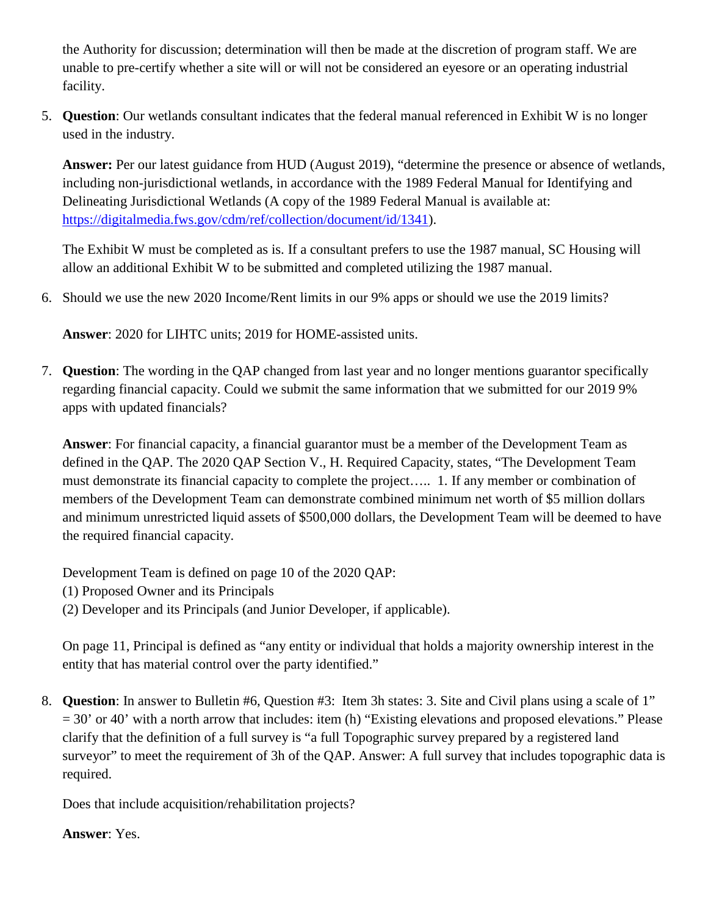the Authority for discussion; determination will then be made at the discretion of program staff. We are unable to pre-certify whether a site will or will not be considered an eyesore or an operating industrial facility.

5. **Question**: Our wetlands consultant indicates that the federal manual referenced in Exhibit W is no longer used in the industry.

   **Answer:** Per our latest guidance from HUD (August 2019), "determine the presence or absence of wetlands, including non-jurisdictional wetlands, in accordance with the 1989 Federal Manual for Identifying and Delineating Jurisdictional Wetlands (A copy of the 1989 Federal Manual is available at: [https://digitalmedia.fws.gov/cdm/ref/collection/document/id/1341](https://digitalmedia.fws.gov/cdm/ref/collection/document/id/1341)).

   The Exhibit W must be completed as is. If a consultant prefers to use the 1987 manual, SC Housing will allow an additional Exhibit W to be submitted and completed utilizing the 1987 manual.

6. Should we use the new 2020 Income/Rent limits in our 9% apps or should we use the 2019 limits?

   **Answer**: 2020 for LIHTC units; 2019 for HOME-assisted units.

7. **Question**: The wording in the QAP changed from last year and no longer mentions guarantor specifically regarding financial capacity. Could we submit the same information that we submitted for our 2019 9% apps with updated financials?

   **Answer**: For financial capacity, a financial guarantor must be a member of the Development Team as defined in the QAP. The 2020 QAP Section V., H. Required Capacity, states, "The Development Team must demonstrate its financial capacity to complete the project….. 1. If any member or combination of members of the Development Team can demonstrate combined minimum net worth of $5 million dollars and minimum unrestricted liquid assets of $500,000 dollars, the Development Team will be deemed to have the required financial capacity.

   Development Team is defined on page 10 of the 2020 QAP:
   (1) Proposed Owner and its Principals
   (2) Developer and its Principals (and Junior Developer, if applicable).

   On page 11, Principal is defined as "any entity or individual that holds a majority ownership interest in the entity that has material control over the party identified."

8. **Question**: In answer to Bulletin #6, Question #3: Item 3h states: 3. Site and Civil plans using a scale of 1" = 30' or 40' with a north arrow that includes: item (h) "Existing elevations and proposed elevations." Please clarify that the definition of a full survey is "a full Topographic survey prepared by a registered land surveyor" to meet the requirement of 3h of the QAP. Answer: A full survey that includes topographic data is required.

   Does that include acquisition/rehabilitation projects?

   **Answer**: Yes.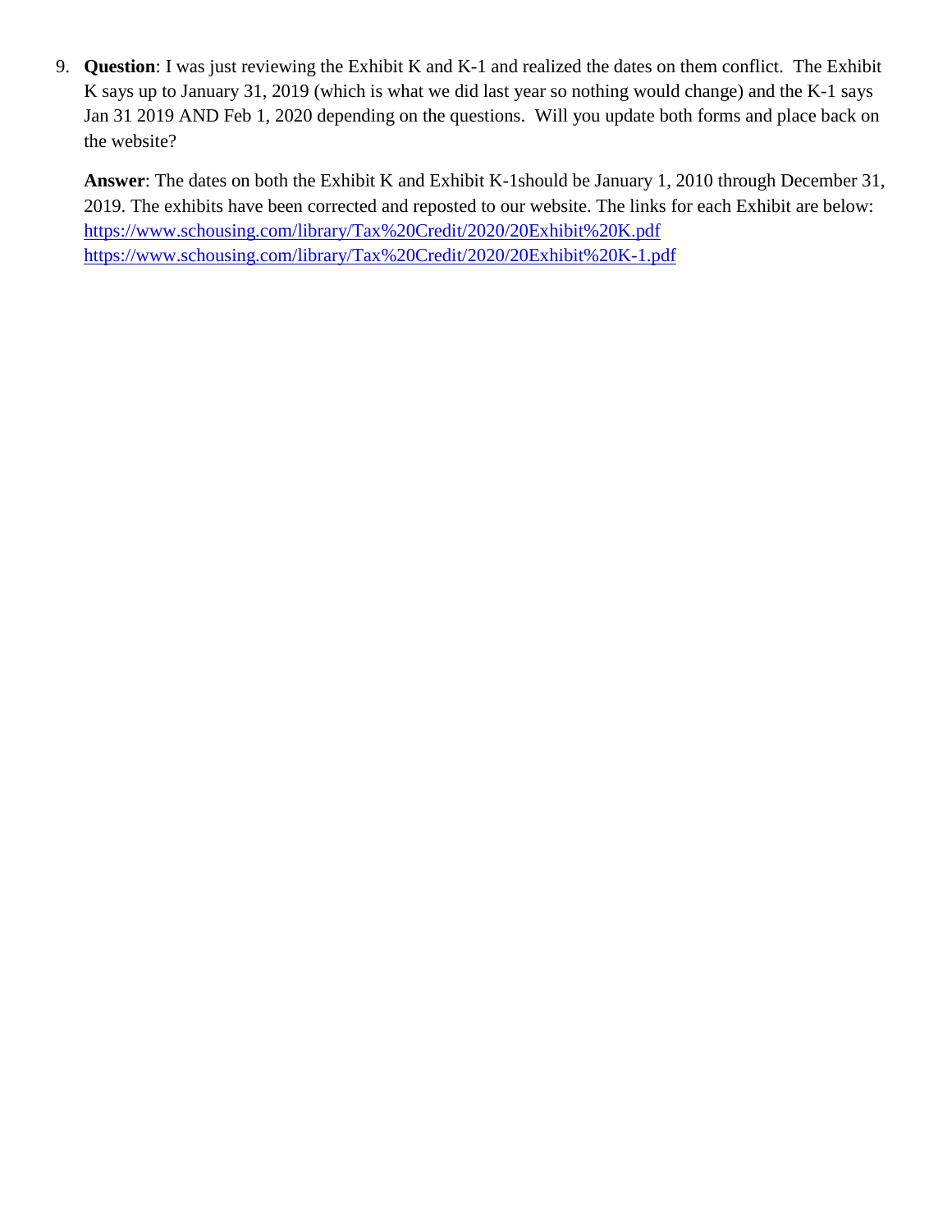9. **Question**: I was just reviewing the Exhibit K and K-1 and realized the dates on them conflict. The Exhibit K says up to January 31, 2019 (which is what we did last year so nothing would change) and the K-1 says Jan 31 2019 AND Feb 1, 2020 depending on the questions. Will you update both forms and place back on the website?

   **Answer**: The dates on both the Exhibit K and Exhibit K-1should be January 1, 2010 through December 31, 2019. The exhibits have been corrected and reposted to our website. The links for each Exhibit are below:
   https://www.schousing.com/library/Tax%20Credit/2020/20Exhibit%20K.pdf
   https://www.schousing.com/library/Tax%20Credit/2020/20Exhibit%20K-1.pdf